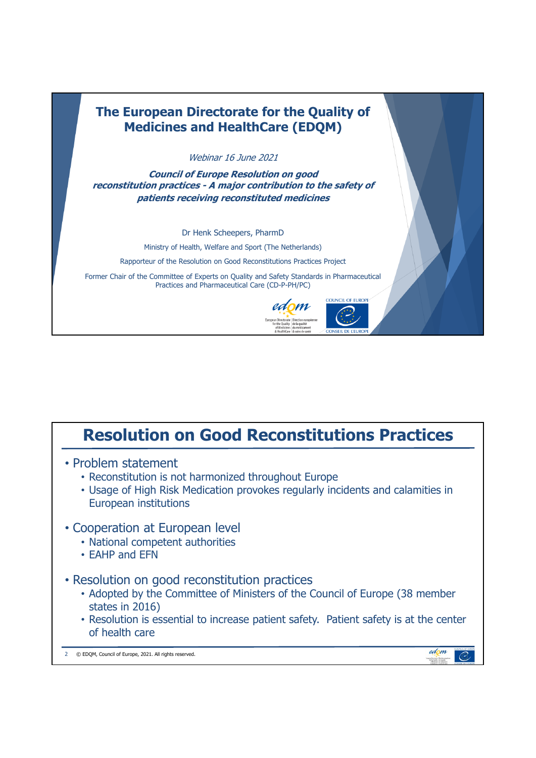# The European Directorate for the Quality of Medicines and HealthCare (EDQM)

*Webinar 16 June 2021*

***Council of Europe Resolution on good reconstitution practices - A major contribution to the safety of patients receiving reconstituted medicines***

Dr Henk Scheepers, PharmD

Ministry of Health, Welfare and Sport (The Netherlands)

Rapporteur of the Resolution on Good Reconstitutions Practices Project

Former Chair of the Committee of Experts on Quality and Safety Standards in Pharmaceutical Practices and Pharmaceutical Care (CD-P-PH/PC)

---

## Resolution on Good Reconstitutions Practices

- Problem statement
  - Reconstitution is not harmonized throughout Europe
  - Usage of High Risk Medication provokes regularly incidents and calamities in European institutions
- Cooperation at European level
  - National competent authorities
  - EAHP and EFN
- Resolution on good reconstitution practices
  - Adopted by the Committee of Ministers of the Council of Europe (38 member states in 2016)
  - Resolution is essential to increase patient safety. Patient safety is at the center of health care

© EDQM, Council of Europe, 2021. All rights reserved.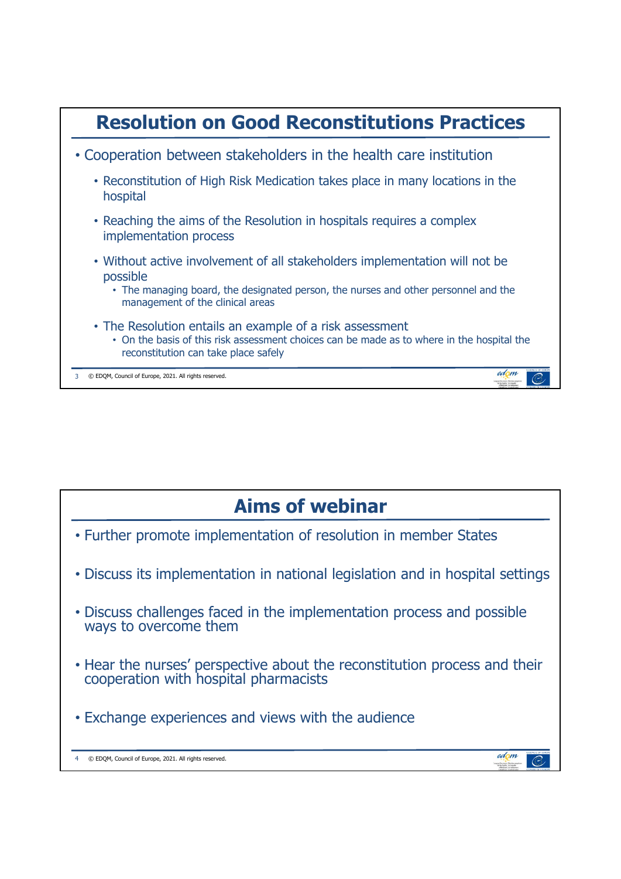## Resolution on Good Reconstitutions Practices

- Cooperation between stakeholders in the health care institution
  - Reconstitution of High Risk Medication takes place in many locations in the hospital
  - Reaching the aims of the Resolution in hospitals requires a complex implementation process
  - Without active involvement of all stakeholders implementation will not be possible
    - The managing board, the designated person, the nurses and other personnel and the management of the clinical areas
  - The Resolution entails an example of a risk assessment
    - On the basis of this risk assessment choices can be made as to where in the hospital the reconstitution can take place safely

© EDQM, Council of Europe, 2021. All rights reserved.

## Aims of webinar

- Further promote implementation of resolution in member States
- Discuss its implementation in national legislation and in hospital settings
- Discuss challenges faced in the implementation process and possible ways to overcome them
- Hear the nurses' perspective about the reconstitution process and their cooperation with hospital pharmacists
- Exchange experiences and views with the audience

© EDQM, Council of Europe, 2021. All rights reserved.